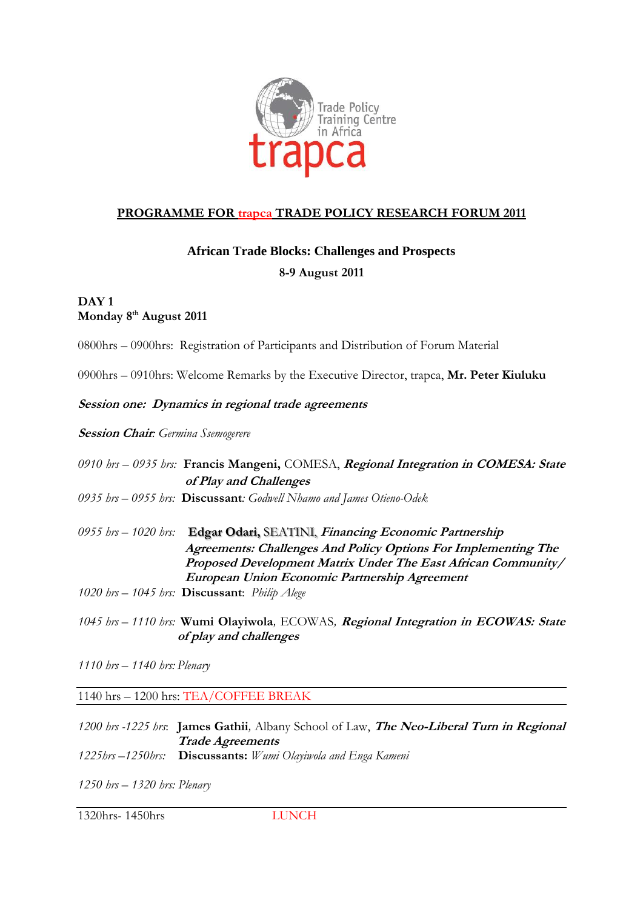Trade Policy Training Centre in Africa

trapca

## PROGRAMME FOR trapca TRADE POLICY RESEARCH FORUM 2011

### African Trade Blocks: Challenges and Prospects

**8-9 August 2011**

**DAY 1**
**Monday 8th August 2011**

0800hrs – 0900hrs: Registration of Participants and Distribution of Forum Material

0900hrs – 0910hrs: Welcome Remarks by the Executive Director, trapca, **Mr. Peter Kiuluku**

***Session one: Dynamics in regional trade agreements***

***Session Chair***: *Germina Ssemogerere*

*0910 hrs – 0935 hrs:* **Francis Mangeni,** COMESA, ***Regional Integration in COMESA: State of Play and Challenges***

*0935 hrs – 0955 hrs:* **Discussant***: Godwell Nhamo and James Otieno-Odek*

*0955 hrs – 1020 hrs:* **Edgar Odari,** SEATINI, ***Financing Economic Partnership Agreements: Challenges And Policy Options For Implementing The Proposed Development Matrix Under The East African Community/ European Union Economic Partnership Agreement***

*1020 hrs – 1045 hrs:* **Discussant**: *Philip Alege*

*1045 hrs – 1110 hrs:* **Wumi Olayiwola**, ECOWAS, ***Regional Integration in ECOWAS: State of play and challenges***

*1110 hrs – 1140 hrs: Plenary*

1140 hrs – 1200 hrs: TEA/COFFEE BREAK

*1200 hrs -1225 hrs*: **James Gathii**, Albany School of Law, ***The Neo-Liberal Turn in Regional Trade Agreements***

*1225hrs –1250hrs:* **Discussants:** *Wumi Olayiwola and Enga Kameni*

*1250 hrs – 1320 hrs: Plenary*

1320hrs- 1450hrs LUNCH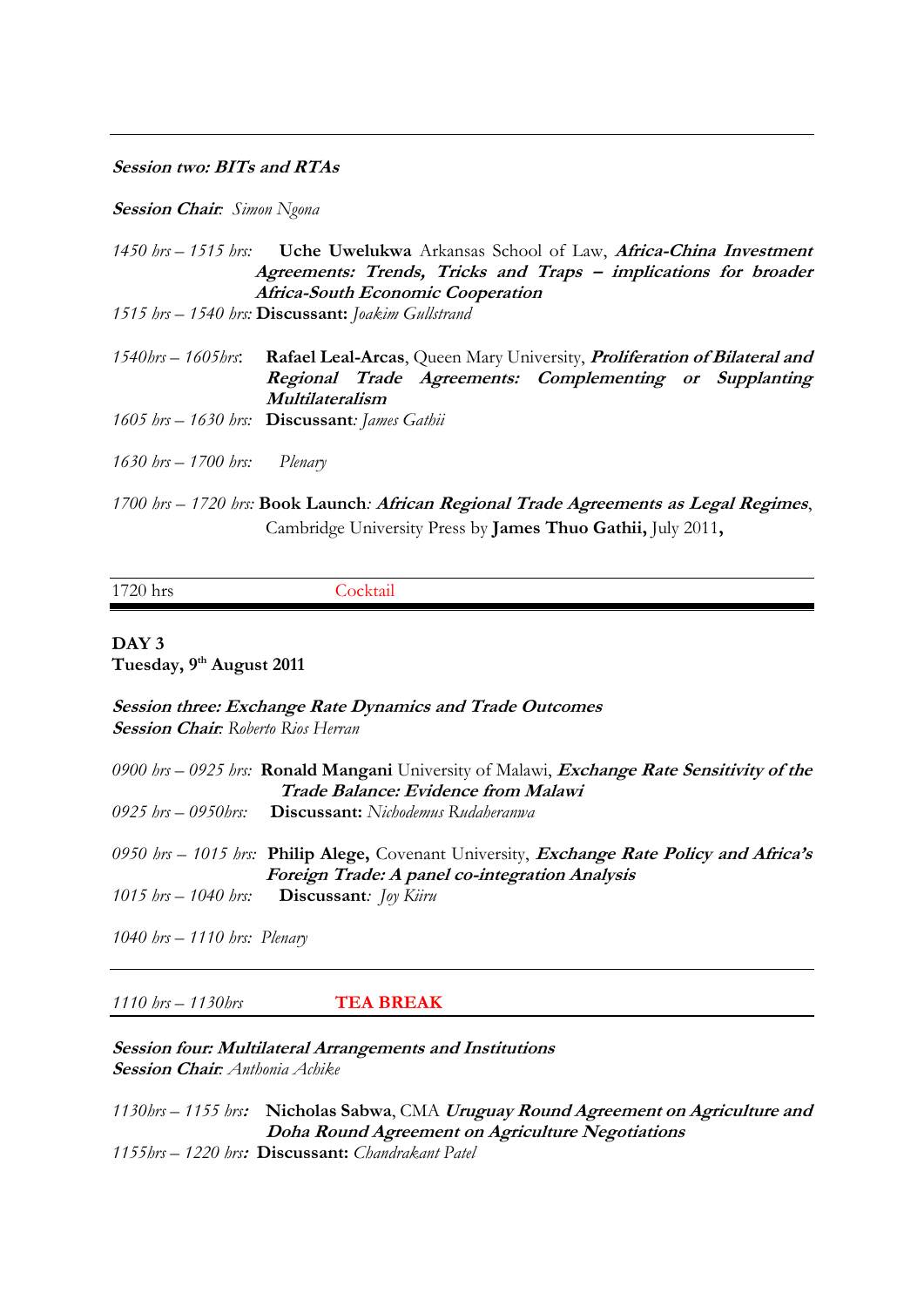**Session two: BITs and RTAs**

**Session Chair**: *Simon Ngona*

*1450 hrs – 1515 hrs:* **Uche Uwelukwa** Arkansas School of Law, ***Africa-China Investment Agreements: Trends, Tricks and Traps – implications for broader Africa-South Economic Cooperation***

*1515 hrs – 1540 hrs:* **Discussant:** *Joakim Gullstrand*

*1540hrs – 1605hrs*: **Rafael Leal-Arcas**, Queen Mary University, ***Proliferation of Bilateral and Regional Trade Agreements: Complementing or Supplanting Multilateralism***

*1605 hrs – 1630 hrs:* **Discussant***: James Gathii*

*1630 hrs – 1700 hrs:* *Plenary*

*1700 hrs – 1720 hrs:* **Book Launch***:* ***African Regional Trade Agreements as Legal Regimes***, Cambridge University Press by **James Thuo Gathii,** July 2011**,**

---

1720 hrs Cocktail

---

**DAY 3**
**Tuesday, 9th August 2011**

***Session three: Exchange Rate Dynamics and Trade Outcomes***
***Session Chair***: *Roberto Rios Herran*

*0900 hrs – 0925 hrs:* **Ronald Mangani** University of Malawi, ***Exchange Rate Sensitivity of the Trade Balance: Evidence from Malawi***

*0925 hrs – 0950hrs:* **Discussant:** *Nichodemus Rudaheranwa*

*0950 hrs – 1015 hrs:* **Philip Alege,** Covenant University, ***Exchange Rate Policy and Africa's Foreign Trade: A panel co-integration Analysis***

*1015 hrs – 1040 hrs:* **Discussant***: Joy Kiiru*

*1040 hrs – 1110 hrs: Plenary*

---

*1110 hrs – 1130hrs* **TEA BREAK**

---

***Session four: Multilateral Arrangements and Institutions***
***Session Chair***: *Anthonia Achike*

*1130hrs – 1155 hrs***:** **Nicholas Sabwa**, CMA ***Uruguay Round Agreement on Agriculture and Doha Round Agreement on Agriculture Negotiations***

*1155hrs – 1220 hrs***:** **Discussant:** *Chandrakant Patel*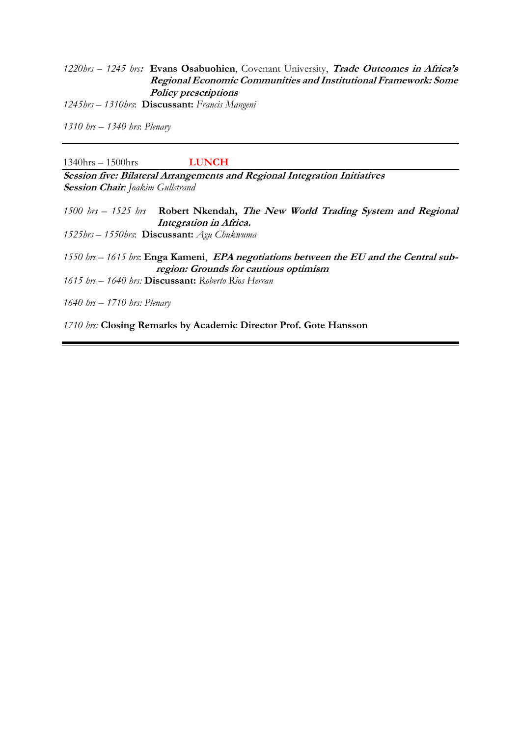*1220hrs – 1245 hrs:* **Evans Osabuohien**, Covenant University, ***Trade Outcomes in Africa's Regional Economic Communities and Institutional Framework: Some Policy prescriptions***

*1245hrs – 1310hrs*: **Discussant:** *Francis Mangeni*

*1310 hrs – 1340 hrs*: *Plenary*

---

1340hrs – 1500hrs **LUNCH**

***Session five: Bilateral Arrangements and Regional Integration Initiatives***

***Session Chair**: Joakim Gullstrand*

*1500 hrs – 1525 hrs* **Robert Nkendah, *The New World Trading System and Regional Integration in Africa.***

*1525hrs – 1550hrs*: **Discussant:** *Agu Chukwuma*

*1550 hrs – 1615 hrs*: **Enga Kameni**, ***EPA negotiations between the EU and the Central sub-region: Grounds for cautious optimism***

*1615 hrs – 1640 hrs:* **Discussant:** *Roberto Rios Herran*

*1640 hrs – 1710 hrs: Plenary*

*1710 hrs:* **Closing Remarks by Academic Director Prof. Gote Hansson**